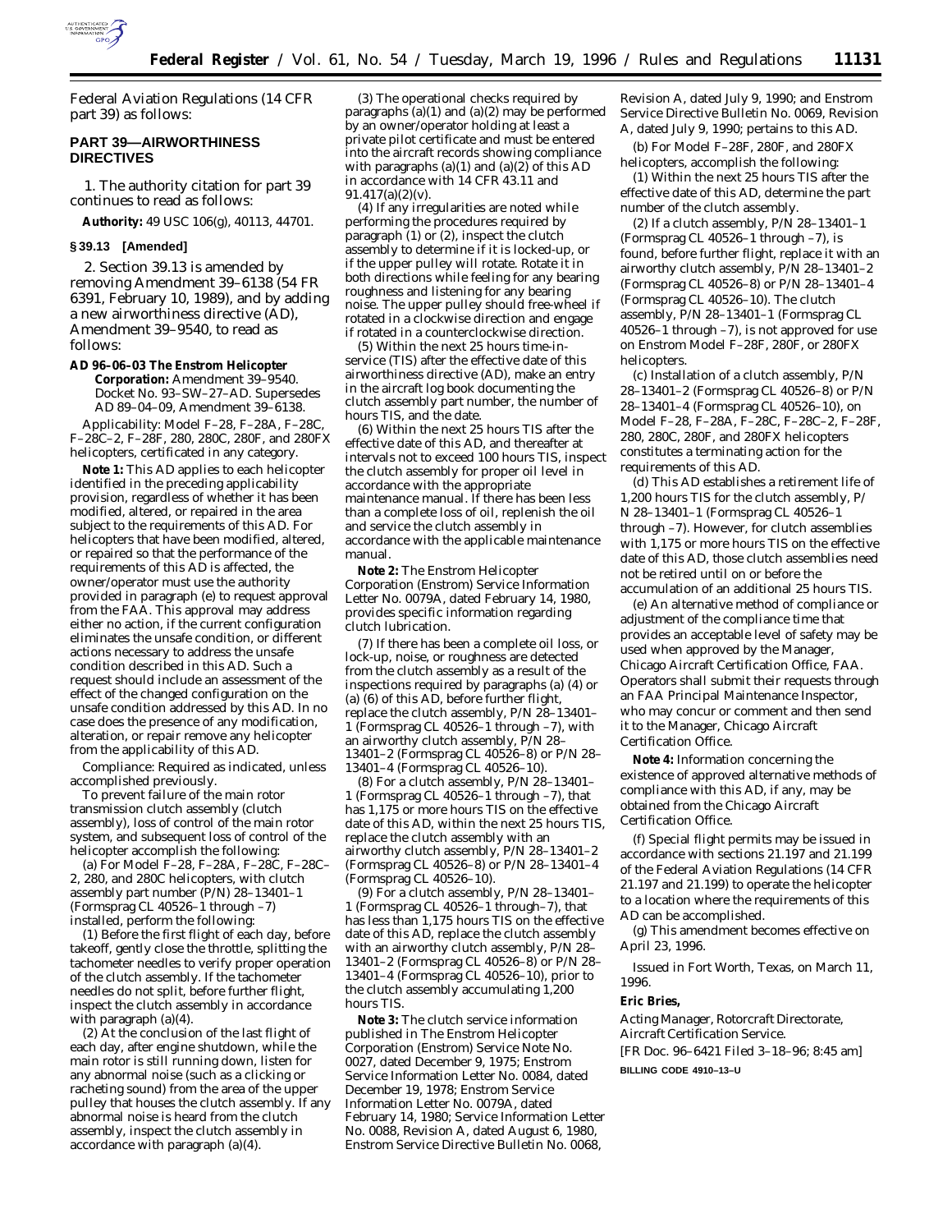Federal Aviation Regulations (14 CFR part 39) as follows:

## PART 39—AIRWORTHINESS DIRECTIVES

1. The authority citation for part 39 continues to read as follows:

**Authority:** 49 USC 106(g), 40113, 44701.

### § 39.13 [Amended]

2. Section 39.13 is amended by removing Amendment 39–6138 (54 FR 6391, February 10, 1989), and by adding a new airworthiness directive (AD), Amendment 39–9540, to read as follows:

**AD 96–06–03 The Enstrom Helicopter Corporation:** Amendment 39–9540. Docket No. 93–SW–27–AD. Supersedes AD 89–04–09, Amendment 39–6138.

*Applicability:* Model F–28, F–28A, F–28C, F–28C–2, F–28F, 280, 280C, 280F, and 280FX helicopters, certificated in any category.

**Note 1:** This AD applies to each helicopter identified in the preceding applicability provision, regardless of whether it has been modified, altered, or repaired in the area subject to the requirements of this AD. For helicopters that have been modified, altered, or repaired so that the performance of the requirements of this AD is affected, the owner/operator must use the authority provided in paragraph (e) to request approval from the FAA. This approval may address either no action, if the current configuration eliminates the unsafe condition, or different actions necessary to address the unsafe condition described in this AD. Such a request should include an assessment of the effect of the changed configuration on the unsafe condition addressed by this AD. In no case does the presence of any modification, alteration, or repair remove any helicopter from the applicability of this AD.

*Compliance:* Required as indicated, unless accomplished previously.

To prevent failure of the main rotor transmission clutch assembly (clutch assembly), loss of control of the main rotor system, and subsequent loss of control of the helicopter accomplish the following:

(a) For Model F–28, F–28A, F–28C, F–28C–2, 280, and 280C helicopters, with clutch assembly part number (P/N) 28–13401–1 (Formsprag CL 40526–1 through –7) installed, perform the following:

(1) Before the first flight of each day, before takeoff, gently close the throttle, splitting the tachometer needles to verify proper operation of the clutch assembly. If the tachometer needles do not split, before further flight, inspect the clutch assembly in accordance with paragraph (a)(4).

(2) At the conclusion of the last flight of each day, after engine shutdown, while the main rotor is still running down, listen for any abnormal noise (such as a clicking or racheting sound) from the area of the upper pulley that houses the clutch assembly. If any abnormal noise is heard from the clutch assembly, inspect the clutch assembly in accordance with paragraph (a)(4).

(3) The operational checks required by paragraphs (a)(1) and (a)(2) may be performed by an owner/operator holding at least a private pilot certificate and must be entered into the aircraft records showing compliance with paragraphs (a)(1) and (a)(2) of this AD in accordance with 14 CFR 43.11 and 91.417(a)(2)(v).

(4) If any irregularities are noted while performing the procedures required by paragraph (1) or (2), inspect the clutch assembly to determine if it is locked-up, or if the upper pulley will rotate. Rotate it in both directions while feeling for any bearing roughness and listening for any bearing noise. The upper pulley should free-wheel if rotated in a clockwise direction and engage if rotated in a counterclockwise direction.

(5) Within the next 25 hours time-in-service (TIS) after the effective date of this airworthiness directive (AD), make an entry in the aircraft log book documenting the clutch assembly part number, the number of hours TIS, and the date.

(6) Within the next 25 hours TIS after the effective date of this AD, and thereafter at intervals not to exceed 100 hours TIS, inspect the clutch assembly for proper oil level in accordance with the appropriate maintenance manual. If there has been less than a complete loss of oil, replenish the oil and service the clutch assembly in accordance with the applicable maintenance manual.

**Note 2:** The Enstrom Helicopter Corporation (Enstrom) Service Information Letter No. 0079A, dated February 14, 1980, provides specific information regarding clutch lubrication.

(7) If there has been a complete oil loss, or lock-up, noise, or roughness are detected from the clutch assembly as a result of the inspections required by paragraphs (a) (4) or (a) (6) of this AD, before further flight, replace the clutch assembly, P/N 28–13401–1 (Formsprag CL 40526–1 through –7), with an airworthy clutch assembly, P/N 28–13401–2 (Formsprag CL 40526–8) or P/N 28–13401–4 (Formsprag CL 40526–10).

(8) For a clutch assembly, P/N 28–13401–1 (Formsprag CL 40526–1 through –7), that has 1,175 or more hours TIS on the effective date of this AD, within the next 25 hours TIS, replace the clutch assembly with an airworthy clutch assembly, P/N 28–13401–2 (Formsprag CL 40526–8) or P/N 28–13401–4 (Formsprag CL 40526–10).

(9) For a clutch assembly, P/N 28–13401–1 (Formsprag CL 40526–1 through–7), that has less than 1,175 hours TIS on the effective date of this AD, replace the clutch assembly with an airworthy clutch assembly, P/N 28–13401–2 (Formsprag CL 40526–8) or P/N 28–13401–4 (Formsprag CL 40526–10), prior to the clutch assembly accumulating 1,200 hours TIS.

**Note 3:** The clutch service information published in The Enstrom Helicopter Corporation (Enstrom) Service Note No. 0027, dated December 9, 1975; Enstrom Service Information Letter No. 0084, dated December 19, 1978; Enstrom Service Information Letter No. 0079A, dated February 14, 1980; Service Information Letter No. 0088, Revision A, dated August 6, 1980, Enstrom Service Directive Bulletin No. 0068, Revision A, dated July 9, 1990; and Enstrom Service Directive Bulletin No. 0069, Revision A, dated July 9, 1990; pertains to this AD.

(b) For Model F–28F, 280F, and 280FX helicopters, accomplish the following:

(1) Within the next 25 hours TIS after the effective date of this AD, determine the part number of the clutch assembly.

(2) If a clutch assembly, P/N 28–13401–1 (Formsprag CL 40526–1 through –7), is found, before further flight, replace it with an airworthy clutch assembly, P/N 28–13401–2 (Formsprag CL 40526–8) or P/N 28–13401–4 (Formsprag CL 40526–10). The clutch assembly, P/N 28–13401–1 (Formsprag CL 40526–1 through –7) is not approved for use on Enstrom Model F–28F, 280F, or 280FX helicopters.

(c) Installation of a clutch assembly, P/N 28–13401–2 (Formsprag CL 40526–8) or P/N 28–13401–4 (Formsprag CL 40526–10), on Model F–28, F–28A, F–28C, F–28C–2, F–28F, 280, 280C, 280F, and 280FX helicopters constitutes a terminating action for the requirements of this AD.

(d) This AD establishes a retirement life of 1,200 hours TIS for the clutch assembly, P/N 28–13401–1 (Formsprag CL 40526–1 through –7). However, for clutch assemblies with 1,175 or more hours TIS on the effective date of this AD, those clutch assemblies need not be retired until on or before the accumulation of an additional 25 hours TIS.

(e) An alternative method of compliance or adjustment of the compliance time that provides an acceptable level of safety may be used when approved by the Manager, Chicago Aircraft Certification Office, FAA. Operators shall submit their requests through an FAA Principal Maintenance Inspector, who may concur or comment and then send it to the Manager, Chicago Aircraft Certification Office.

**Note 4:** Information concerning the existence of approved alternative methods of compliance with this AD, if any, may be obtained from the Chicago Aircraft Certification Office.

(f) Special flight permits may be issued in accordance with sections 21.197 and 21.199 of the Federal Aviation Regulations (14 CFR 21.197 and 21.199) to operate the helicopter to a location where the requirements of this AD can be accomplished.

(g) This amendment becomes effective on April 23, 1996.

Issued in Fort Worth, Texas, on March 11, 1996.

**Eric Bries,**

*Acting Manager, Rotorcraft Directorate, Aircraft Certification Service.*

[FR Doc. 96–6421 Filed 3–18–96; 8:45 am]

**BILLING CODE 4910–13–U**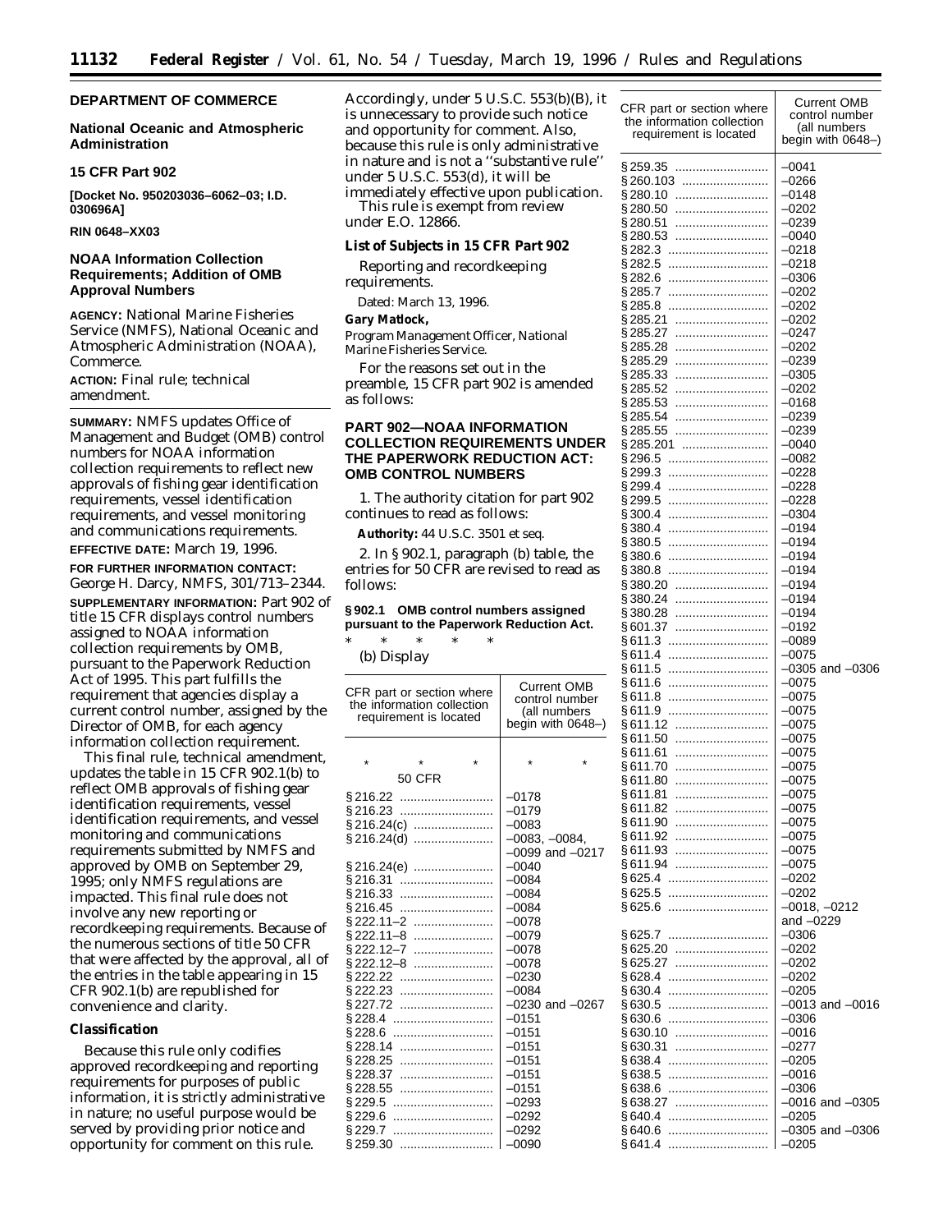## DEPARTMENT OF COMMERCE

### National Oceanic and Atmospheric Administration

### 15 CFR Part 902

**[Docket No. 950203036–6062–03; I.D. 030696A]**

**RIN 0648–XX03**

### NOAA Information Collection Requirements; Addition of OMB Approval Numbers

**AGENCY:** National Marine Fisheries Service (NMFS), National Oceanic and Atmospheric Administration (NOAA), Commerce.

**ACTION:** Final rule; technical amendment.

**SUMMARY:** NMFS updates Office of Management and Budget (OMB) control numbers for NOAA information collection requirements to reflect new approvals of fishing gear identification requirements, vessel identification requirements, and vessel monitoring and communications requirements.

**EFFECTIVE DATE:** March 19, 1996.

**FOR FURTHER INFORMATION CONTACT:** George H. Darcy, NMFS, 301/713–2344.

**SUPPLEMENTARY INFORMATION:** Part 902 of title 15 CFR displays control numbers assigned to NOAA information collection requirements by OMB, pursuant to the Paperwork Reduction Act of 1995. This part fulfills the requirement that agencies display a current control number, assigned by the Director of OMB, for each agency information collection requirement.

This final rule, technical amendment, updates the table in 15 CFR 902.1(b) to reflect OMB approvals of fishing gear identification requirements, vessel identification requirements, and vessel monitoring and communications requirements submitted by NMFS and approved by OMB on September 29, 1995; only NMFS regulations are impacted. This final rule does not involve any new reporting or recordkeeping requirements. Because of the numerous sections of title 50 CFR that were affected by the approval, all of the entries in the table appearing in 15 CFR 902.1(b) are republished for convenience and clarity.

#### Classification

Because this rule only codifies approved recordkeeping and reporting requirements for purposes of public information, it is strictly administrative in nature; no useful purpose would be served by providing prior notice and opportunity for comment on this rule. Accordingly, under 5 U.S.C. 553(b)(B), it is unnecessary to provide such notice and opportunity for comment. Also, because this rule is only administrative in nature and is not a ''substantive rule'' under 5 U.S.C. 553(d), it will be immediately effective upon publication.

This rule is exempt from review under E.O. 12866.

#### List of Subjects in 15 CFR Part 902

Reporting and recordkeeping requirements.

Dated: March 13, 1996.

**Gary Matlock,**

*Program Management Officer, National Marine Fisheries Service.*

For the reasons set out in the preamble, 15 CFR part 902 is amended as follows:

### PART 902—NOAA INFORMATION COLLECTION REQUIREMENTS UNDER THE PAPERWORK REDUCTION ACT: OMB CONTROL NUMBERS

1. The authority citation for part 902 continues to read as follows:

**Authority:** 44 U.S.C. 3501 *et seq.*

2. In § 902.1, paragraph (b) table, the entries for 50 CFR are revised to read as follows:

**§ 902.1 OMB control numbers assigned pursuant to the Paperwork Reduction Act.**

\* \* \* \* \*

(b) Display

| CFR part or section where the information collection requirement is located | Current OMB control number (all numbers begin with 0648–) |
|---|---|
| \* \* \* | \* \* |
| 50 CFR | |
| § 216.22 | –0178 |
| § 216.23 | –0179 |
| § 216.24(c) | –0083 |
| § 216.24(d) | –0083, –0084, –0099 and –0217 |
| § 216.24(e) | –0040 |
| § 216.31 | –0084 |
| § 216.33 | –0084 |
| § 216.45 | –0084 |
| § 222.11–2 | –0078 |
| § 222.11–8 | –0079 |
| § 222.12–7 | –0078 |
| § 222.12–8 | –0078 |
| § 222.22 | –0230 |
| § 222.23 | –0084 |
| § 227.72 | –0230 and –0267 |
| § 228.4 | –0151 |
| § 228.6 | –0151 |
| § 228.14 | –0151 |
| § 228.25 | –0151 |
| § 228.37 | –0151 |
| § 228.55 | –0151 |
| § 229.5 | –0293 |
| § 229.6 | –0292 |
| § 229.7 | –0292 |
| § 259.30 | –0090 |
| § 259.35 | –0041 |
| § 260.103 | –0266 |
| § 280.10 | –0148 |
| § 280.50 | –0202 |
| § 280.51 | –0239 |
| § 280.53 | –0040 |
| § 282.3 | –0218 |
| § 282.5 | –0218 |
| § 282.6 | –0306 |
| § 285.7 | –0202 |
| § 285.8 | –0202 |
| § 285.21 | –0202 |
| § 285.27 | –0247 |
| § 285.28 | –0202 |
| § 285.29 | –0239 |
| § 285.33 | –0305 |
| § 285.52 | –0202 |
| § 285.53 | –0168 |
| § 285.54 | –0239 |
| § 285.55 | –0239 |
| § 285.201 | –0040 |
| § 296.5 | –0082 |
| § 299.3 | –0228 |
| § 299.4 | –0228 |
| § 299.5 | –0228 |
| § 300.4 | –0304 |
| § 380.4 | –0194 |
| § 380.5 | –0194 |
| § 380.6 | –0194 |
| § 380.8 | –0194 |
| § 380.20 | –0194 |
| § 380.24 | –0194 |
| § 380.28 | –0194 |
| § 601.37 | –0192 |
| § 611.3 | –0089 |
| § 611.4 | –0075 |
| § 611.5 | –0305 and –0306 |
| § 611.6 | –0075 |
| § 611.8 | –0075 |
| § 611.9 | –0075 |
| § 611.12 | –0075 |
| § 611.50 | –0075 |
| § 611.61 | –0075 |
| § 611.70 | –0075 |
| § 611.80 | –0075 |
| § 611.81 | –0075 |
| § 611.82 | –0075 |
| § 611.90 | –0075 |
| § 611.92 | –0075 |
| § 611.93 | –0075 |
| § 611.94 | –0075 |
| § 625.4 | –0202 |
| § 625.5 | –0202 |
| § 625.6 | –0018, –0212 and –0229 |
| § 625.7 | –0306 |
| § 625.20 | –0202 |
| § 625.27 | –0202 |
| § 628.4 | –0202 |
| § 630.4 | –0205 |
| § 630.5 | –0013 and –0016 |
| § 630.6 | –0306 |
| § 630.10 | –0016 |
| § 630.31 | –0277 |
| § 638.4 | –0205 |
| § 638.5 | –0016 |
| § 638.6 | –0306 |
| § 638.27 | –0016 and –0305 |
| § 640.4 | –0205 |
| § 640.6 | –0305 and –0306 |
| § 641.4 | –0205 |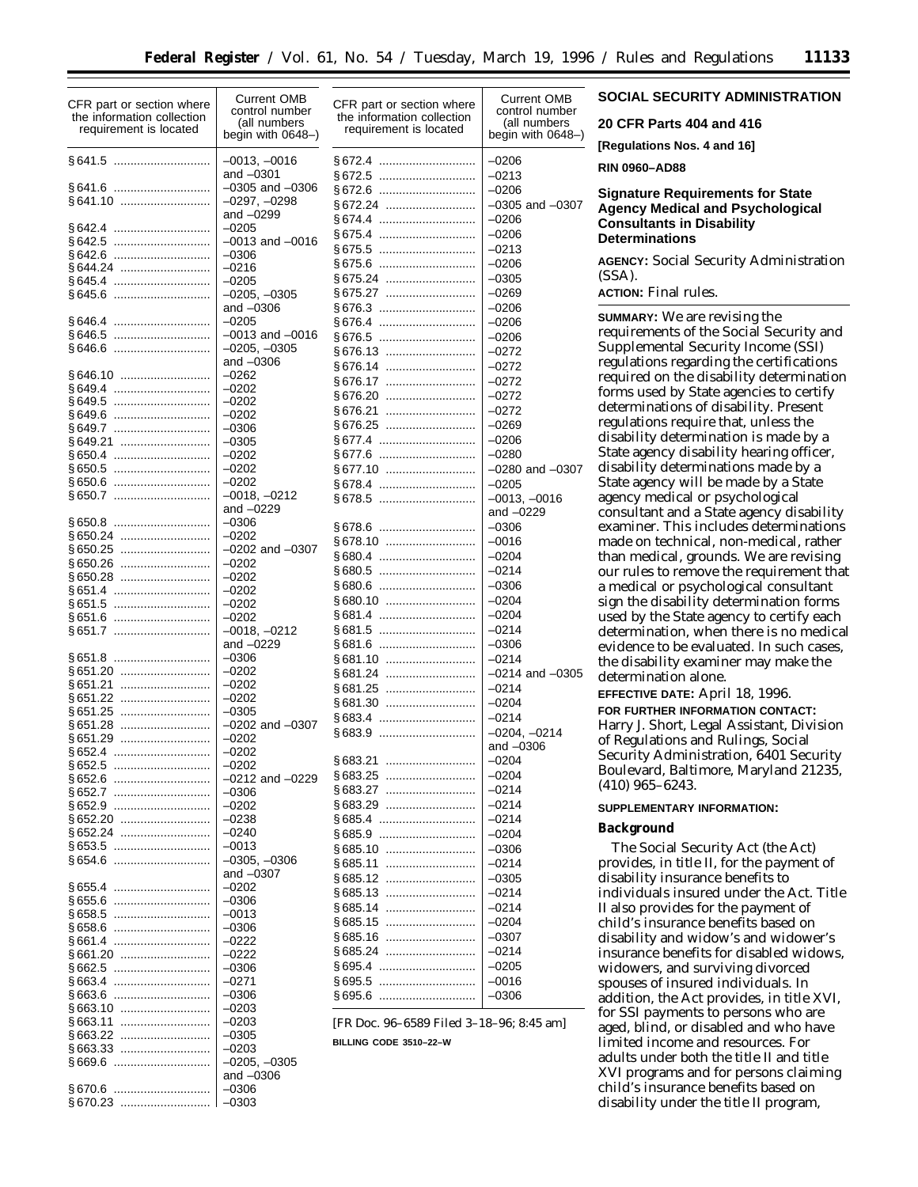| CFR part or section where the information collection requirement is located | Current OMB control number (all numbers begin with 0648–) |
|---|---|
| § 641.5 | –0013, –0016 and –0301 |
| § 641.6 | –0305 and –0306 |
| § 641.10 | –0297, –0298 and –0299 |
| § 642.4 | –0205 |
| § 642.5 | –0013 and –0016 |
| § 642.6 | –0306 |
| § 644.24 | –0216 |
| § 645.4 | –0205 |
| § 645.6 | –0205, –0305 and –0306 |
| § 646.4 | –0205 |
| § 646.5 | –0013 and –0016 |
| § 646.6 | –0205, –0305 and –0306 |
| § 646.10 | –0262 |
| § 649.4 | –0202 |
| § 649.5 | –0202 |
| § 649.6 | –0202 |
| § 649.7 | –0306 |
| § 649.21 | –0305 |
| § 650.4 | –0202 |
| § 650.5 | –0202 |
| § 650.6 | –0202 |
| § 650.7 | –0018, –0212 and –0229 |
| § 650.8 | –0306 |
| § 650.24 | –0202 |
| § 650.25 | –0202 and –0307 |
| § 650.26 | –0202 |
| § 650.28 | –0202 |
| § 651.4 | –0202 |
| § 651.5 | –0202 |
| § 651.6 | –0202 |
| § 651.7 | –0018, –0212 and –0229 |
| § 651.8 | –0306 |
| § 651.20 | –0202 |
| § 651.21 | –0202 |
| § 651.22 | –0202 |
| § 651.25 | –0305 |
| § 651.28 | –0202 and –0307 |
| § 651.29 | –0202 |
| § 652.4 | –0202 |
| § 652.5 | –0202 |
| § 652.6 | –0212 and –0229 |
| § 652.7 | –0306 |
| § 652.9 | –0202 |
| § 652.20 | –0238 |
| § 652.24 | –0240 |
| § 653.5 | –0013 |
| § 654.6 | –0305, –0306 and –0307 |
| § 655.4 | –0202 |
| § 655.6 | –0306 |
| § 658.5 | –0013 |
| § 658.6 | –0306 |
| § 661.4 | –0222 |
| § 661.20 | –0222 |
| § 662.5 | –0306 |
| § 663.4 | –0271 |
| § 663.6 | –0306 |
| § 663.10 | –0203 |
| § 663.11 | –0203 |
| § 663.22 | –0305 |
| § 663.33 | –0203 |
| § 669.6 | –0205, –0305 and –0306 |
| § 670.6 | –0306 |
| § 670.23 | –0303 |
| § 672.4 | –0206 |
| § 672.5 | –0213 |
| § 672.6 | –0206 |
| § 672.24 | –0305 and –0307 |
| § 674.4 | –0206 |
| § 675.4 | –0206 |
| § 675.5 | –0213 |
| § 675.6 | –0206 |
| § 675.24 | –0305 |
| § 675.27 | –0269 |
| § 676.3 | –0206 |
| § 676.4 | –0206 |
| § 676.5 | –0206 |
| § 676.13 | –0272 |
| § 676.14 | –0272 |
| § 676.17 | –0272 |
| § 676.20 | –0272 |
| § 676.21 | –0272 |
| § 676.25 | –0269 |
| § 677.4 | –0206 |
| § 677.6 | –0280 |
| § 677.10 | –0280 and –0307 |
| § 678.4 | –0205 |
| § 678.5 | –0013, –0016 and –0229 |
| § 678.6 | –0306 |
| § 678.10 | –0016 |
| § 680.4 | –0204 |
| § 680.5 | –0214 |
| § 680.6 | –0306 |
| § 680.10 | –0204 |
| § 681.4 | –0204 |
| § 681.5 | –0214 |
| § 681.6 | –0306 |
| § 681.10 | –0214 |
| § 681.24 | –0214 and –0305 |
| § 681.25 | –0214 |
| § 681.30 | –0204 |
| § 683.4 | –0214 |
| § 683.9 | –0204, –0214 and –0306 |
| § 683.21 | –0204 |
| § 683.25 | –0204 |
| § 683.27 | –0214 |
| § 683.29 | –0214 |
| § 685.4 | –0214 |
| § 685.9 | –0204 |
| § 685.10 | –0306 |
| § 685.11 | –0214 |
| § 685.12 | –0305 |
| § 685.13 | –0214 |
| § 685.14 | –0214 |
| § 685.15 | –0204 |
| § 685.16 | –0307 |
| § 685.24 | –0214 |
| § 695.4 | –0205 |
| § 695.5 | –0016 |
| § 695.6 | –0306 |

[FR Doc. 96–6589 Filed 3–18–96; 8:45 am]

**BILLING CODE 3510–22–W**

**SOCIAL SECURITY ADMINISTRATION**

**20 CFR Parts 404 and 416**

**[Regulations Nos. 4 and 16]**

**RIN 0960–AD88**

## Signature Requirements for State Agency Medical and Psychological Consultants in Disability Determinations

**AGENCY:** Social Security Administration (SSA).

**ACTION:** Final rules.

**SUMMARY:** We are revising the requirements of the Social Security and Supplemental Security Income (SSI) regulations regarding the certifications required on the disability determination forms used by State agencies to certify determinations of disability. Present regulations require that, unless the disability determination is made by a State agency disability hearing officer, disability determinations made by a State agency will be made by a State agency medical or psychological consultant and a State agency disability examiner. This includes determinations made on technical, non-medical, rather than medical, grounds. We are revising our rules to remove the requirement that a medical or psychological consultant sign the disability determination forms used by the State agency to certify each determination, when there is no medical evidence to be evaluated. In such cases, the disability examiner may make the determination alone.

**EFFECTIVE DATE:** April 18, 1996.

**FOR FURTHER INFORMATION CONTACT:** Harry J. Short, Legal Assistant, Division of Regulations and Rulings, Social Security Administration, 6401 Security Boulevard, Baltimore, Maryland 21235, (410) 965–6243.

**SUPPLEMENTARY INFORMATION:**

### Background

The Social Security Act (the Act) provides, in title II, for the payment of disability insurance benefits to individuals insured under the Act. Title II also provides for the payment of child's insurance benefits based on disability and widow's and widower's insurance benefits for disabled widows, widowers, and surviving divorced spouses of insured individuals. In addition, the Act provides, in title XVI, for SSI payments to persons who are aged, blind, or disabled and who have limited income and resources. For adults under both the title II and title XVI programs and for persons claiming child's insurance benefits based on disability under the title II program,